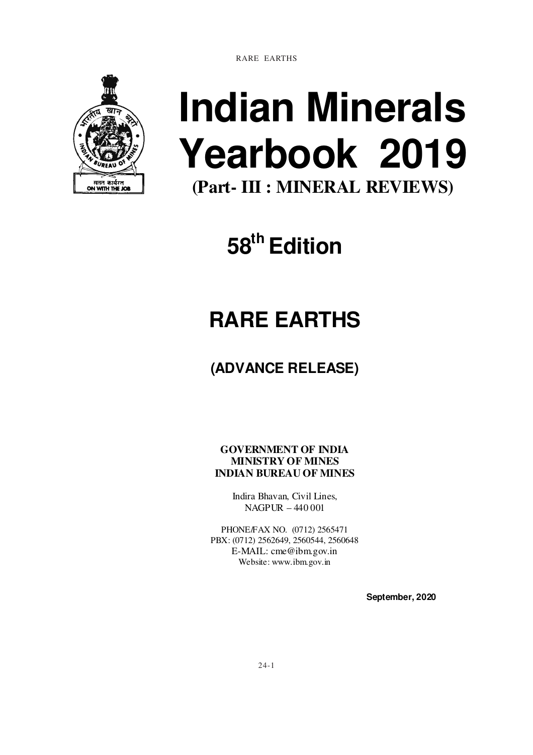# Indian Minerals Yearbook 2019

**(Part- III : MINERAL REVIEWS)**

## 58th Edition

## RARE EARTHS

### (ADVANCE RELEASE)

**GOVERNMENT OF INDIA**
**MINISTRY OF MINES**
**INDIAN BUREAU OF MINES**

Indira Bhavan, Civil Lines,
NAGPUR – 440 001

PHONE/FAX NO. (0712) 2565471
PBX: (0712) 2562649, 2560544, 2560648
E-MAIL: cme@ibm.gov.in
Website: www.ibm.gov.in

**September, 2020**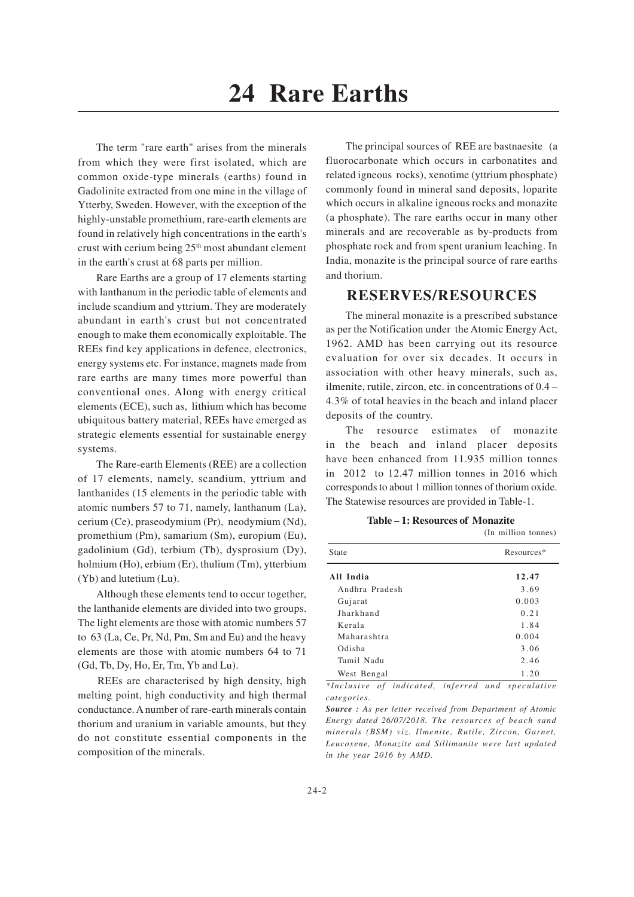# 24 Rare Earths

The term "rare earth" arises from the minerals from which they were first isolated, which are common oxide-type minerals (earths) found in Gadolinite extracted from one mine in the village of Ytterby, Sweden. However, with the exception of the highly-unstable promethium, rare-earth elements are found in relatively high concentrations in the earth's crust with cerium being 25th most abundant element in the earth's crust at 68 parts per million.

Rare Earths are a group of 17 elements starting with lanthanum in the periodic table of elements and include scandium and yttrium. They are moderately abundant in earth's crust but not concentrated enough to make them economically exploitable. The REEs find key applications in defence, electronics, energy systems etc. For instance, magnets made from rare earths are many times more powerful than conventional ones. Along with energy critical elements (ECE), such as, lithium which has become ubiquitous battery material, REEs have emerged as strategic elements essential for sustainable energy systems.

The Rare-earth Elements (REE) are a collection of 17 elements, namely, scandium, yttrium and lanthanides (15 elements in the periodic table with atomic numbers 57 to 71, namely, lanthanum (La), cerium (Ce), praseodymium (Pr), neodymium (Nd), promethium (Pm), samarium (Sm), europium (Eu), gadolinium (Gd), terbium (Tb), dysprosium (Dy), holmium (Ho), erbium (Er), thulium (Tm), ytterbium (Yb) and lutetium (Lu).

Although these elements tend to occur together, the lanthanide elements are divided into two groups. The light elements are those with atomic numbers 57 to 63 (La, Ce, Pr, Nd, Pm, Sm and Eu) and the heavy elements are those with atomic numbers 64 to 71 (Gd, Tb, Dy, Ho, Er, Tm, Yb and Lu).

REEs are characterised by high density, high melting point, high conductivity and high thermal conductance. A number of rare-earth minerals contain thorium and uranium in variable amounts, but they do not constitute essential components in the composition of the minerals.

The principal sources of REE are bastnaesite (a fluorocarbonate which occurs in carbonatites and related igneous rocks), xenotime (yttrium phosphate) commonly found in mineral sand deposits, loparite which occurs in alkaline igneous rocks and monazite (a phosphate). The rare earths occur in many other minerals and are recoverable as by-products from phosphate rock and from spent uranium leaching. In India, monazite is the principal source of rare earths and thorium.

## RESERVES/RESOURCES

The mineral monazite is a prescribed substance as per the Notification under the Atomic Energy Act, 1962. AMD has been carrying out its resource evaluation for over six decades. It occurs in association with other heavy minerals, such as, ilmenite, rutile, zircon, etc. in concentrations of 0.4 – 4.3% of total heavies in the beach and inland placer deposits of the country.

The resource estimates of monazite in the beach and inland placer deposits have been enhanced from 11.935 million tonnes in 2012 to 12.47 million tonnes in 2016 which corresponds to about 1 million tonnes of thorium oxide. The Statewise resources are provided in Table-1.

**Table – 1: Resources of Monazite**

(In million tonnes)

| State | Resources* |
|---|---|
| **All India** | **12.47** |
| Andhra Pradesh | 3.69 |
| Gujarat | 0.003 |
| Jharkhand | 0.21 |
| Kerala | 1.84 |
| Maharashtra | 0.004 |
| Odisha | 3.06 |
| Tamil Nadu | 2.46 |
| West Bengal | 1.20 |

*\*Inclusive of indicated, inferred and speculative categories.*

***Source :*** *As per letter received from Department of Atomic Energy dated 26/07/2018. The resources of beach sand minerals (BSM) viz. Ilmenite, Rutile, Zircon, Garnet, Leucoxene, Monazite and Sillimanite were last updated in the year 2016 by AMD.*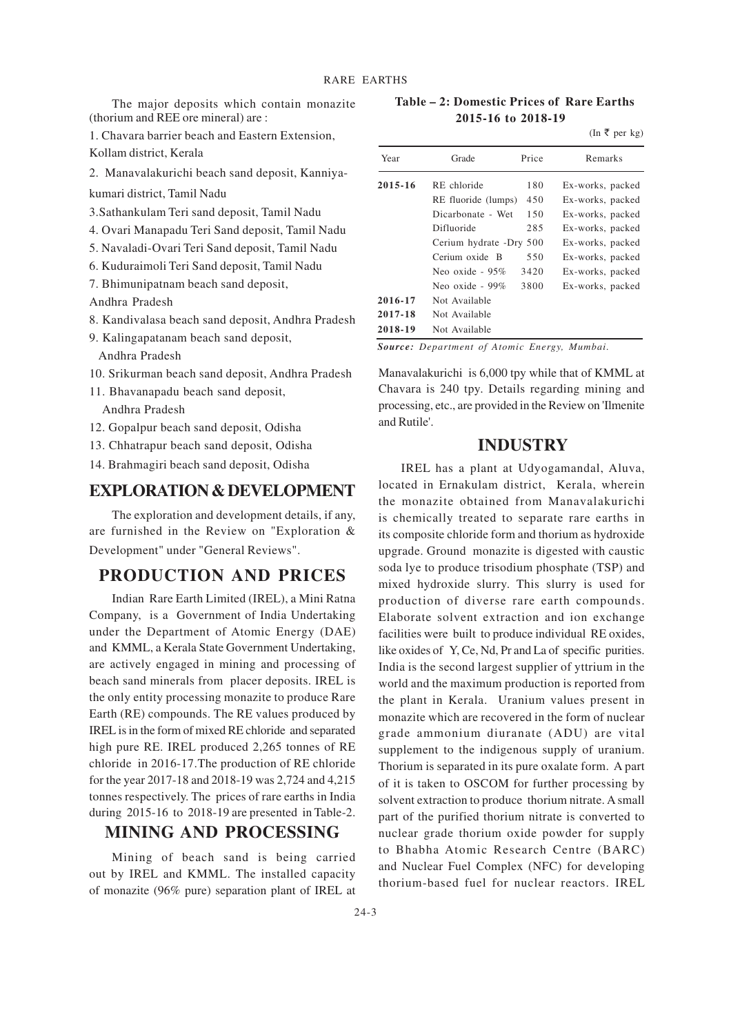The major deposits which contain monazite (thorium and REE ore mineral) are :

1. Chavara barrier beach and Eastern Extension, Kollam district, Kerala
2. Manavalakurichi beach sand deposit, Kanniyakumari district, Tamil Nadu
3. Sathankulam Teri sand deposit, Tamil Nadu
4. Ovari Manapadu Teri Sand deposit, Tamil Nadu
5. Navaladi-Ovari Teri Sand deposit, Tamil Nadu
6. Kuduraimoli Teri Sand deposit, Tamil Nadu
7. Bhimunipatnam beach sand deposit, Andhra Pradesh
8. Kandivalasa beach sand deposit, Andhra Pradesh
9. Kalingapatanam beach sand deposit, Andhra Pradesh
10. Srikurman beach sand deposit, Andhra Pradesh
11. Bhavanapadu beach sand deposit, Andhra Pradesh
12. Gopalpur beach sand deposit, Odisha
13. Chhatrapur beach sand deposit, Odisha
14. Brahmagiri beach sand deposit, Odisha

## EXPLORATION & DEVELOPMENT

The exploration and development details, if any, are furnished in the Review on "Exploration & Development" under "General Reviews".

## PRODUCTION AND PRICES

Indian Rare Earth Limited (IREL), a Mini Ratna Company, is a Government of India Undertaking under the Department of Atomic Energy (DAE) and KMML, a Kerala State Government Undertaking, are actively engaged in mining and processing of beach sand minerals from placer deposits. IREL is the only entity processing monazite to produce Rare Earth (RE) compounds. The RE values produced by IREL is in the form of mixed RE chloride and separated high pure RE. IREL produced 2,265 tonnes of RE chloride in 2016-17.The production of RE chloride for the year 2017-18 and 2018-19 was 2,724 and 4,215 tonnes respectively. The prices of rare earths in India during 2015-16 to 2018-19 are presented in Table-2.

**Table – 2: Domestic Prices of Rare Earths 2015-16 to 2018-19**

(In ₹ per kg)

| Year | Grade | Price | Remarks |
|---|---|---|---|
| **2015-16** | RE chloride | 180 | Ex-works, packed |
| | RE fluoride (lumps) | 450 | Ex-works, packed |
| | Dicarbonate - Wet | 150 | Ex-works, packed |
| | Difluoride | 285 | Ex-works, packed |
| | Cerium hydrate -Dry | 500 | Ex-works, packed |
| | Cerium oxide B | 550 | Ex-works, packed |
| | Neo oxide - 95% | 3420 | Ex-works, packed |
| | Neo oxide - 99% | 3800 | Ex-works, packed |
| **2016-17** | Not Available | | |
| **2017-18** | Not Available | | |
| **2018-19** | Not Available | | |

***Source:*** *Department of Atomic Energy, Mumbai.*

## MINING AND PROCESSING

Mining of beach sand is being carried out by IREL and KMML. The installed capacity of monazite (96% pure) separation plant of IREL at Manavalakurichi is 6,000 tpy while that of KMML at Chavara is 240 tpy. Details regarding mining and processing, etc., are provided in the Review on 'Ilmenite and Rutile'.

## INDUSTRY

IREL has a plant at Udyogamandal, Aluva, located in Ernakulam district, Kerala, wherein the monazite obtained from Manavalakurichi is chemically treated to separate rare earths in its composite chloride form and thorium as hydroxide upgrade. Ground monazite is digested with caustic soda lye to produce trisodium phosphate (TSP) and mixed hydroxide slurry. This slurry is used for production of diverse rare earth compounds. Elaborate solvent extraction and ion exchange facilities were built to produce individual RE oxides, like oxides of Y, Ce, Nd, Pr and La of specific purities. India is the second largest supplier of yttrium in the world and the maximum production is reported from the plant in Kerala. Uranium values present in monazite which are recovered in the form of nuclear grade ammonium diuranate (ADU) are vital supplement to the indigenous supply of uranium. Thorium is separated in its pure oxalate form. A part of it is taken to OSCOM for further processing by solvent extraction to produce thorium nitrate. A small part of the purified thorium nitrate is converted to nuclear grade thorium oxide powder for supply to Bhabha Atomic Research Centre (BARC) and Nuclear Fuel Complex (NFC) for developing thorium-based fuel for nuclear reactors. IREL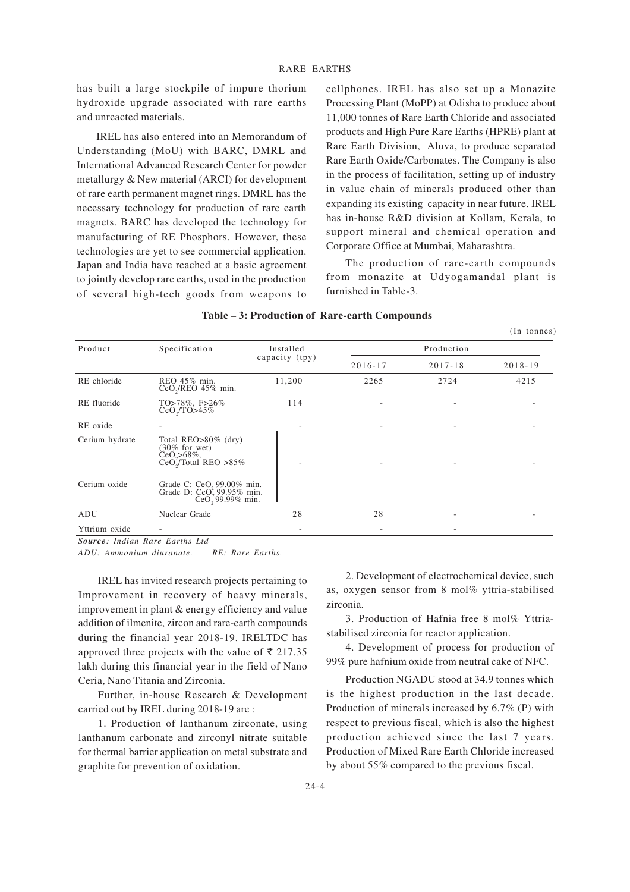has built a large stockpile of impure thorium hydroxide upgrade associated with rare earths and unreacted materials.

IREL has also entered into an Memorandum of Understanding (MoU) with BARC, DMRL and International Advanced Research Center for powder metallurgy & New material (ARCI) for development of rare earth permanent magnet rings. DMRL has the necessary technology for production of rare earth magnets. BARC has developed the technology for manufacturing of RE Phosphors. However, these technologies are yet to see commercial application. Japan and India have reached at a basic agreement to jointly develop rare earths, used in the production of several high-tech goods from weapons to cellphones. IREL has also set up a Monazite Processing Plant (MoPP) at Odisha to produce about 11,000 tonnes of Rare Earth Chloride and associated products and High Pure Rare Earths (HPRE) plant at Rare Earth Division, Aluva, to produce separated Rare Earth Oxide/Carbonates. The Company is also in the process of facilitation, setting up of industry in value chain of minerals produced other than expanding its existing capacity in near future. IREL has in-house R&D division at Kollam, Kerala, to support mineral and chemical operation and Corporate Office at Mumbai, Maharashtra.

The production of rare-earth compounds from monazite at Udyogamandal plant is furnished in Table-3.

**Table – 3: Production of Rare-earth Compounds**

(In tonnes)

| Product | Specification | Installed capacity (tpy) | Production | | |
|---|---|---|---|---|---|
| | | | 2016-17 | 2017-18 | 2018-19 |
| RE chloride | REO 45% min. $CeO_2$/REO 45% min. | 11,200 | 2265 | 2724 | 4215 |
| RE fluoride | TO>78%, F>26% $CeO_2$/TO>45% | 114 | - | - | - |
| RE oxide | - | - | - | - | - |
| Cerium hydrate | Total REO>80% (dry) (30% for wet) $CeO_2$>68%, $CeO_2$/Total REO >85% | - | - | - | - |
| Cerium oxide | Grade C: $CeO_2$ 99.00% min. Grade D: $CeO_2$ 99.95% min. $CeO_2$ 99.99% min. | | | | |
| ADU | Nuclear Grade | 28 | 28 | - | - |
| Yttrium oxide | - | - | - | - | |

***Source**: Indian Rare Earths Ltd*

*ADU: Ammonium diuranate. RE: Rare Earths.*

IREL has invited research projects pertaining to Improvement in recovery of heavy minerals, improvement in plant & energy efficiency and value addition of ilmenite, zircon and rare-earth compounds during the financial year 2018-19. IRELTDC has approved three projects with the value of ₹ 217.35 lakh during this financial year in the field of Nano Ceria, Nano Titania and Zirconia.

Further, in-house Research & Development carried out by IREL during 2018-19 are :

1. Production of lanthanum zirconate, using lanthanum carbonate and zirconyl nitrate suitable for thermal barrier application on metal substrate and graphite for prevention of oxidation.

2. Development of electrochemical device, such as, oxygen sensor from 8 mol% yttria-stabilised zirconia.

3. Production of Hafnia free 8 mol% Yttria-stabilised zirconia for reactor application.

4. Development of process for production of 99% pure hafnium oxide from neutral cake of NFC.

Production NGADU stood at 34.9 tonnes which is the highest production in the last decade. Production of minerals increased by 6.7% (P) with respect to previous fiscal, which is also the highest production achieved since the last 7 years. Production of Mixed Rare Earth Chloride increased by about 55% compared to the previous fiscal.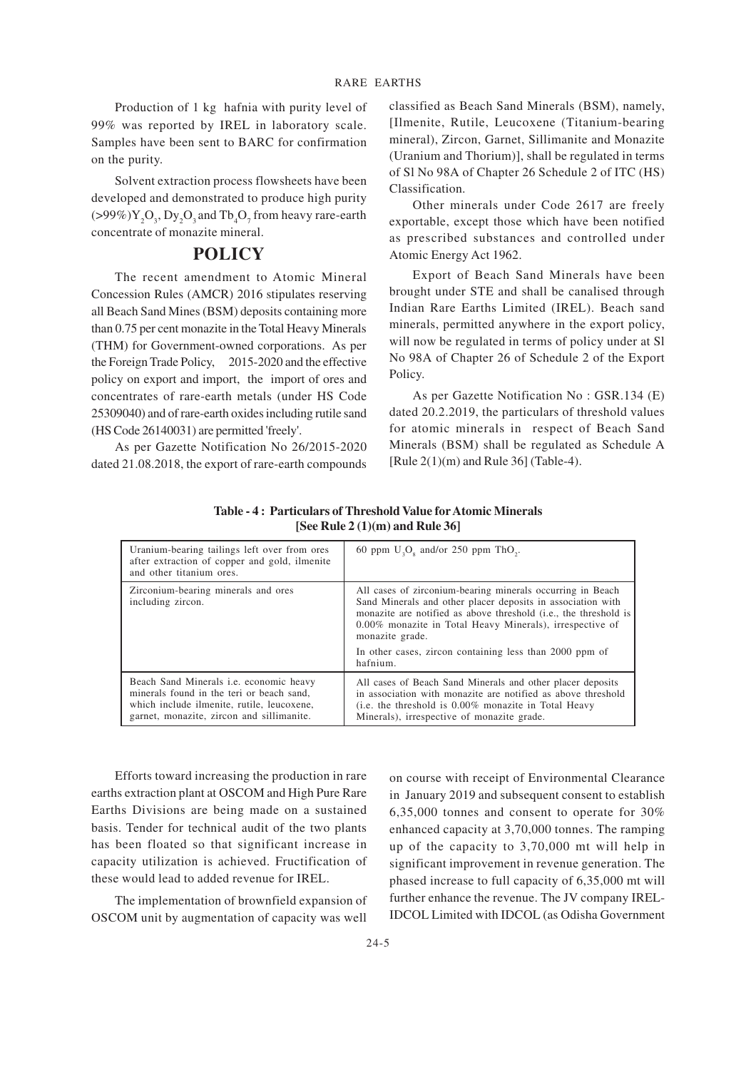Production of 1 kg hafnia with purity level of 99% was reported by IREL in laboratory scale. Samples have been sent to BARC for confirmation on the purity.

Solvent extraction process flowsheets have been developed and demonstrated to produce high purity (>99%) $Y_2O_3$, $Dy_2O_3$ and $Tb_4O_7$ from heavy rare-earth concentrate of monazite mineral.

## POLICY

The recent amendment to Atomic Mineral Concession Rules (AMCR) 2016 stipulates reserving all Beach Sand Mines (BSM) deposits containing more than 0.75 per cent monazite in the Total Heavy Minerals (THM) for Government-owned corporations. As per the Foreign Trade Policy, 2015-2020 and the effective policy on export and import, the import of ores and concentrates of rare-earth metals (under HS Code 25309040) and of rare-earth oxides including rutile sand (HS Code 26140031) are permitted 'freely'.

As per Gazette Notification No 26/2015-2020 dated 21.08.2018, the export of rare-earth compounds classified as Beach Sand Minerals (BSM), namely, [Ilmenite, Rutile, Leucoxene (Titanium-bearing mineral), Zircon, Garnet, Sillimanite and Monazite (Uranium and Thorium)], shall be regulated in terms of Sl No 98A of Chapter 26 Schedule 2 of ITC (HS) Classification.

Other minerals under Code 2617 are freely exportable, except those which have been notified as prescribed substances and controlled under Atomic Energy Act 1962.

Export of Beach Sand Minerals have been brought under STE and shall be canalised through Indian Rare Earths Limited (IREL). Beach sand minerals, permitted anywhere in the export policy, will now be regulated in terms of policy under at Sl No 98A of Chapter 26 of Schedule 2 of the Export Policy.

As per Gazette Notification No : GSR.134 (E) dated 20.2.2019, the particulars of threshold values for atomic minerals in respect of Beach Sand Minerals (BSM) shall be regulated as Schedule A [Rule 2(1)(m) and Rule 36] (Table-4).

**Table - 4 : Particulars of Threshold Value for Atomic Minerals [See Rule 2 (1)(m) and Rule 36]**

| | |
|---|---|
| Uranium-bearing tailings left over from ores after extraction of copper and gold, ilmenite and other titanium ores. | 60 ppm $U_3O_8$ and/or 250 ppm $ThO_2$. |
| Zirconium-bearing minerals and ores including zircon. | All cases of zirconium-bearing minerals occurring in Beach Sand Minerals and other placer deposits in association with monazite are notified as above threshold (i.e., the threshold is 0.00% monazite in Total Heavy Minerals), irrespective of monazite grade. In other cases, zircon containing less than 2000 ppm of hafnium. |
| Beach Sand Minerals i.e. economic heavy minerals found in the teri or beach sand, which include ilmenite, rutile, leucoxene, garnet, monazite, zircon and sillimanite. | All cases of Beach Sand Minerals and other placer deposits in association with monazite are notified as above threshold (i.e. the threshold is 0.00% monazite in Total Heavy Minerals), irrespective of monazite grade. |

Efforts toward increasing the production in rare earths extraction plant at OSCOM and High Pure Rare Earths Divisions are being made on a sustained basis. Tender for technical audit of the two plants has been floated so that significant increase in capacity utilization is achieved. Fructification of these would lead to added revenue for IREL.

The implementation of brownfield expansion of OSCOM unit by augmentation of capacity was well on course with receipt of Environmental Clearance in January 2019 and subsequent consent to establish 6,35,000 tonnes and consent to operate for 30% enhanced capacity at 3,70,000 tonnes. The ramping up of the capacity to 3,70,000 mt will help in significant improvement in revenue generation. The phased increase to full capacity of 6,35,000 mt will further enhance the revenue. The JV company IREL-IDCOL Limited with IDCOL (as Odisha Government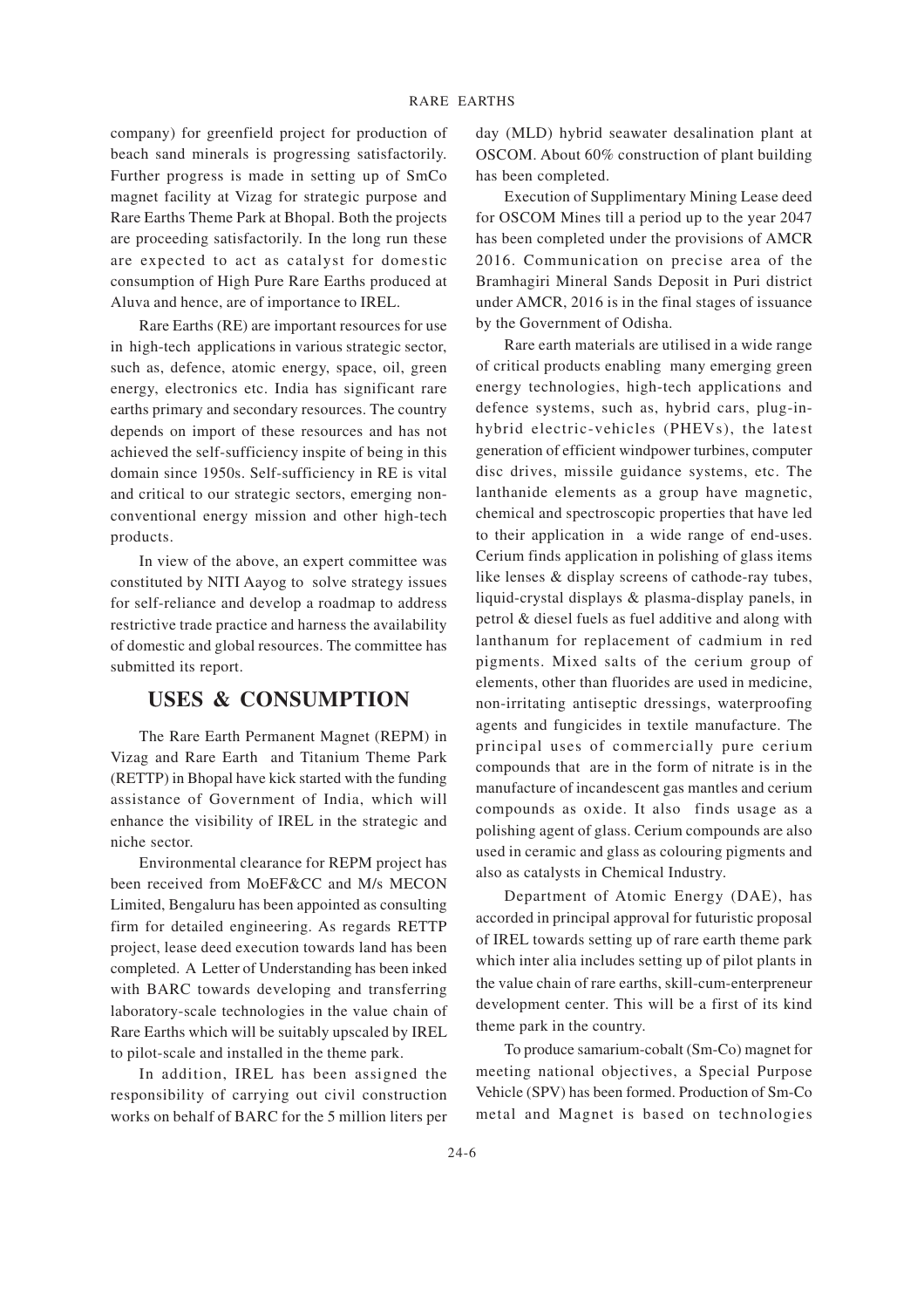company) for greenfield project for production of beach sand minerals is progressing satisfactorily. Further progress is made in setting up of SmCo magnet facility at Vizag for strategic purpose and Rare Earths Theme Park at Bhopal. Both the projects are proceeding satisfactorily. In the long run these are expected to act as catalyst for domestic consumption of High Pure Rare Earths produced at Aluva and hence, are of importance to IREL.

Rare Earths (RE) are important resources for use in high-tech applications in various strategic sector, such as, defence, atomic energy, space, oil, green energy, electronics etc. India has significant rare earths primary and secondary resources. The country depends on import of these resources and has not achieved the self-sufficiency inspite of being in this domain since 1950s. Self-sufficiency in RE is vital and critical to our strategic sectors, emerging non-conventional energy mission and other high-tech products.

In view of the above, an expert committee was constituted by NITI Aayog to solve strategy issues for self-reliance and develop a roadmap to address restrictive trade practice and harness the availability of domestic and global resources. The committee has submitted its report.

## USES & CONSUMPTION

The Rare Earth Permanent Magnet (REPM) in Vizag and Rare Earth and Titanium Theme Park (RETTP) in Bhopal have kick started with the funding assistance of Government of India, which will enhance the visibility of IREL in the strategic and niche sector.

Environmental clearance for REPM project has been received from MoEF&CC and M/s MECON Limited, Bengaluru has been appointed as consulting firm for detailed engineering. As regards RETTP project, lease deed execution towards land has been completed. A Letter of Understanding has been inked with BARC towards developing and transferring laboratory-scale technologies in the value chain of Rare Earths which will be suitably upscaled by IREL to pilot-scale and installed in the theme park.

In addition, IREL has been assigned the responsibility of carrying out civil construction works on behalf of BARC for the 5 million liters per day (MLD) hybrid seawater desalination plant at OSCOM. About 60% construction of plant building has been completed.

Execution of Supplimentary Mining Lease deed for OSCOM Mines till a period up to the year 2047 has been completed under the provisions of AMCR 2016. Communication on precise area of the Bramhagiri Mineral Sands Deposit in Puri district under AMCR, 2016 is in the final stages of issuance by the Government of Odisha.

Rare earth materials are utilised in a wide range of critical products enabling many emerging green energy technologies, high-tech applications and defence systems, such as, hybrid cars, plug-in-hybrid electric-vehicles (PHEVs), the latest generation of efficient windpower turbines, computer disc drives, missile guidance systems, etc. The lanthanide elements as a group have magnetic, chemical and spectroscopic properties that have led to their application in a wide range of end-uses. Cerium finds application in polishing of glass items like lenses & display screens of cathode-ray tubes, liquid-crystal displays & plasma-display panels, in petrol & diesel fuels as fuel additive and along with lanthanum for replacement of cadmium in red pigments. Mixed salts of the cerium group of elements, other than fluorides are used in medicine, non-irritating antiseptic dressings, waterproofing agents and fungicides in textile manufacture. The principal uses of commercially pure cerium compounds that are in the form of nitrate is in the manufacture of incandescent gas mantles and cerium compounds as oxide. It also finds usage as a polishing agent of glass. Cerium compounds are also used in ceramic and glass as colouring pigments and also as catalysts in Chemical Industry.

Department of Atomic Energy (DAE), has accorded in principal approval for futuristic proposal of IREL towards setting up of rare earth theme park which inter alia includes setting up of pilot plants in the value chain of rare earths, skill-cum-enterpreneur development center. This will be a first of its kind theme park in the country.

To produce samarium-cobalt (Sm-Co) magnet for meeting national objectives, a Special Purpose Vehicle (SPV) has been formed. Production of Sm-Co metal and Magnet is based on technologies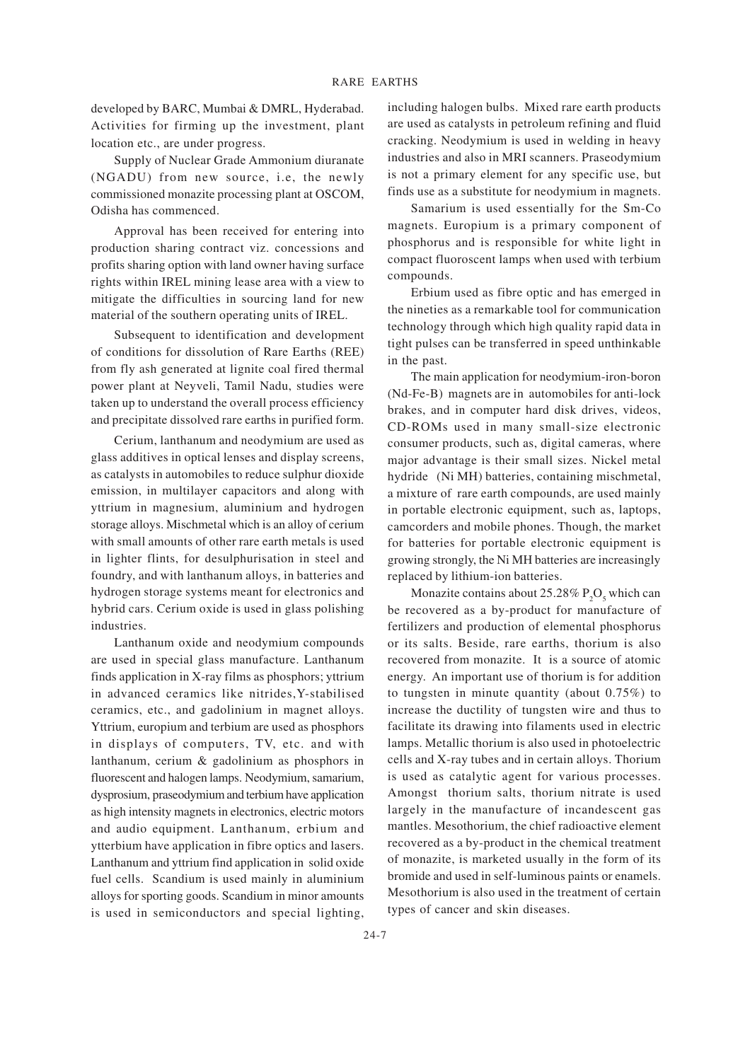developed by BARC, Mumbai & DMRL, Hyderabad. Activities for firming up the investment, plant location etc., are under progress.

Supply of Nuclear Grade Ammonium diuranate (NGADU) from new source, i.e, the newly commissioned monazite processing plant at OSCOM, Odisha has commenced.

Approval has been received for entering into production sharing contract viz. concessions and profits sharing option with land owner having surface rights within IREL mining lease area with a view to mitigate the difficulties in sourcing land for new material of the southern operating units of IREL.

Subsequent to identification and development of conditions for dissolution of Rare Earths (REE) from fly ash generated at lignite coal fired thermal power plant at Neyveli, Tamil Nadu, studies were taken up to understand the overall process efficiency and precipitate dissolved rare earths in purified form.

Cerium, lanthanum and neodymium are used as glass additives in optical lenses and display screens, as catalysts in automobiles to reduce sulphur dioxide emission, in multilayer capacitors and along with yttrium in magnesium, aluminium and hydrogen storage alloys. Mischmetal which is an alloy of cerium with small amounts of other rare earth metals is used in lighter flints, for desulphurisation in steel and foundry, and with lanthanum alloys, in batteries and hydrogen storage systems meant for electronics and hybrid cars. Cerium oxide is used in glass polishing industries.

Lanthanum oxide and neodymium compounds are used in special glass manufacture. Lanthanum finds application in X-ray films as phosphors; yttrium in advanced ceramics like nitrides,Y-stabilised ceramics, etc., and gadolinium in magnet alloys. Yttrium, europium and terbium are used as phosphors in displays of computers, TV, etc. and with lanthanum, cerium & gadolinium as phosphors in fluorescent and halogen lamps. Neodymium, samarium, dysprosium, praseodymium and terbium have application as high intensity magnets in electronics, electric motors and audio equipment. Lanthanum, erbium and ytterbium have application in fibre optics and lasers. Lanthanum and yttrium find application in solid oxide fuel cells. Scandium is used mainly in aluminium alloys for sporting goods. Scandium in minor amounts is used in semiconductors and special lighting, including halogen bulbs. Mixed rare earth products are used as catalysts in petroleum refining and fluid cracking. Neodymium is used in welding in heavy industries and also in MRI scanners. Praseodymium is not a primary element for any specific use, but finds use as a substitute for neodymium in magnets.

Samarium is used essentially for the Sm-Co magnets. Europium is a primary component of phosphorus and is responsible for white light in compact fluoroscent lamps when used with terbium compounds.

Erbium used as fibre optic and has emerged in the nineties as a remarkable tool for communication technology through which high quality rapid data in tight pulses can be transferred in speed unthinkable in the past.

The main application for neodymium-iron-boron (Nd-Fe-B) magnets are in automobiles for anti-lock brakes, and in computer hard disk drives, videos, CD-ROMs used in many small-size electronic consumer products, such as, digital cameras, where major advantage is their small sizes. Nickel metal hydride (Ni MH) batteries, containing mischmetal, a mixture of rare earth compounds, are used mainly in portable electronic equipment, such as, laptops, camcorders and mobile phones. Though, the market for batteries for portable electronic equipment is growing strongly, the Ni MH batteries are increasingly replaced by lithium-ion batteries.

Monazite contains about 25.28% $P_2O_5$ which can be recovered as a by-product for manufacture of fertilizers and production of elemental phosphorus or its salts. Beside, rare earths, thorium is also recovered from monazite. It is a source of atomic energy. An important use of thorium is for addition to tungsten in minute quantity (about 0.75%) to increase the ductility of tungsten wire and thus to facilitate its drawing into filaments used in electric lamps. Metallic thorium is also used in photoelectric cells and X-ray tubes and in certain alloys. Thorium is used as catalytic agent for various processes. Amongst thorium salts, thorium nitrate is used largely in the manufacture of incandescent gas mantles. Mesothorium, the chief radioactive element recovered as a by-product in the chemical treatment of monazite, is marketed usually in the form of its bromide and used in self-luminous paints or enamels. Mesothorium is also used in the treatment of certain types of cancer and skin diseases.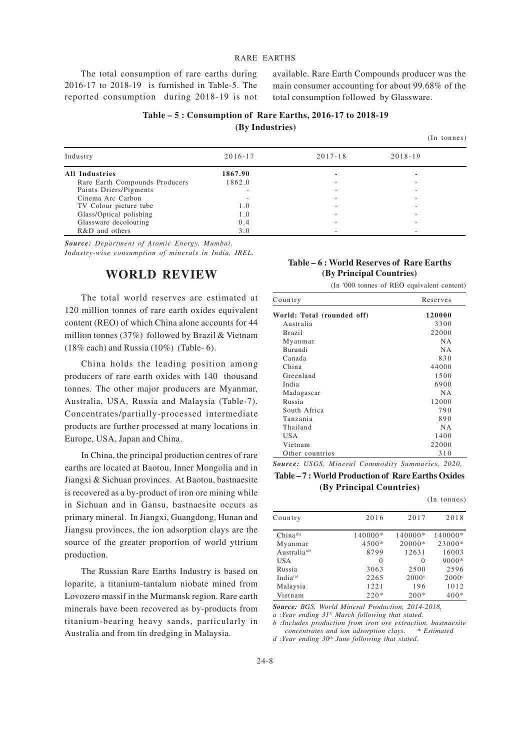The total consumption of rare earths during 2016-17 to 2018-19 is furnished in Table-5. The reported consumption during 2018-19 is not available. Rare Earth Compounds producer was the main consumer accounting for about 99.68% of the total consumption followed by Glassware.

**Table – 5 : Consumption of Rare Earths, 2016-17 to 2018-19**
**(By Industries)**

(In tonnes)

| Industry | 2016-17 | 2017-18 | 2018-19 |
|---|---|---|---|
| **All Industries** | **1867.90** | - | - |
| Rare Earth Compounds Producers | 1862.0 | - | - |
| Paints Driers/Pigments | - | - | - |
| Cinema Arc Carbon | - | - | - |
| TV Colour picture tube | 1.0 | - | - |
| Glass/Optical polishing | 1.0 | - | - |
| Glassware decolouring | 0.4 | - | - |
| R&D and others | 3.0 | - | - |

***Source:*** *Department of Atomic Energy, Mumbai.*
*Industry-wise consumption of minerals in India, IREL.*

## WORLD REVIEW

The total world reserves are estimated at 120 million tonnes of rare earth oxides equivalent content (REO) of which China alone accounts for 44 million tonnes (37%) followed by Brazil & Vietnam (18% each) and Russia (10%) (Table- 6).

China holds the leading position among producers of rare earth oxides with 140 thousand tonnes. The other major producers are Myanmar, Australia, USA, Russia and Malaysia (Table-7). Concentrates/partially-processed intermediate products are further processed at many locations in Europe, USA, Japan and China.

In China, the principal production centres of rare earths are located at Baotou, Inner Mongolia and in Jiangxi & Sichuan provinces. At Baotou, bastnaesite is recovered as a by-product of iron ore mining while in Sichuan and in Gansu, bastnaesite occurs as primary mineral. In Jiangxi, Guangdong, Hunan and Jiangsu provinces, the ion adsorption clays are the source of the greater proportion of world yttrium production.

The Russian Rare Earths Industry is based on loparite, a titanium-tantalum niobate mined from Lovozero massif in the Murmansk region. Rare earth minerals have been recovered as by-products from titanium-bearing heavy sands, particularly in Australia and from tin dredging in Malaysia.

**Table – 6 : World Reserves of Rare Earths**
**(By Principal Countries)**

(In '000 tonnes of REO equivalent content)

| Country | Reserves |
|---|---|
| **World: Total (rounded off)** | **120000** |
| Australia | 3300 |
| Brazil | 22000 |
| Myanmar | NA |
| Burundi | NA |
| Canada | 830 |
| China | 44000 |
| Greenland | 1500 |
| India | 6900 |
| Madagascar | NA |
| Russia | 12000 |
| South Africa | 790 |
| Tanzania | 890 |
| Thailand | NA |
| USA | 1400 |
| Vietnam | 22000 |
| Other countries | 310 |

***Source:*** *USGS, Mineral Commodity Summaries, 2020,*

**Table – 7 : World Production of Rare Earths Oxides**
**(By Principal Countries)**

(In tonnes)

| Country | 2016 | 2017 | 2018 |
|---|---|---|---|
| China[(b)] | 140000* | 140000* | 140000* |
| Myanmar | 4500* | 20000* | 23000* |
| Australia[(d)] | 8799 | 12631 | 16003 |
| USA | 0 | 0 | 9000* |
| Russia | 3063 | 2500 | 2596 |
| India[(a)] | 2265 | 2000[e] | 2000[e] |
| Malaysia | 1221 | 196 | 1012 |
| Vietnam | 220* | 200* | 400* |

***Source:*** *BGS, World Mineral Production, 2014-2018,*
*a :Year ending 31st March following that stated.*
*b :Includes production from iron ore extraction, bastnaesite concentrates and ion adsorption clays.* *\* Estimated*
*d :Year ending 30th June following that stated.*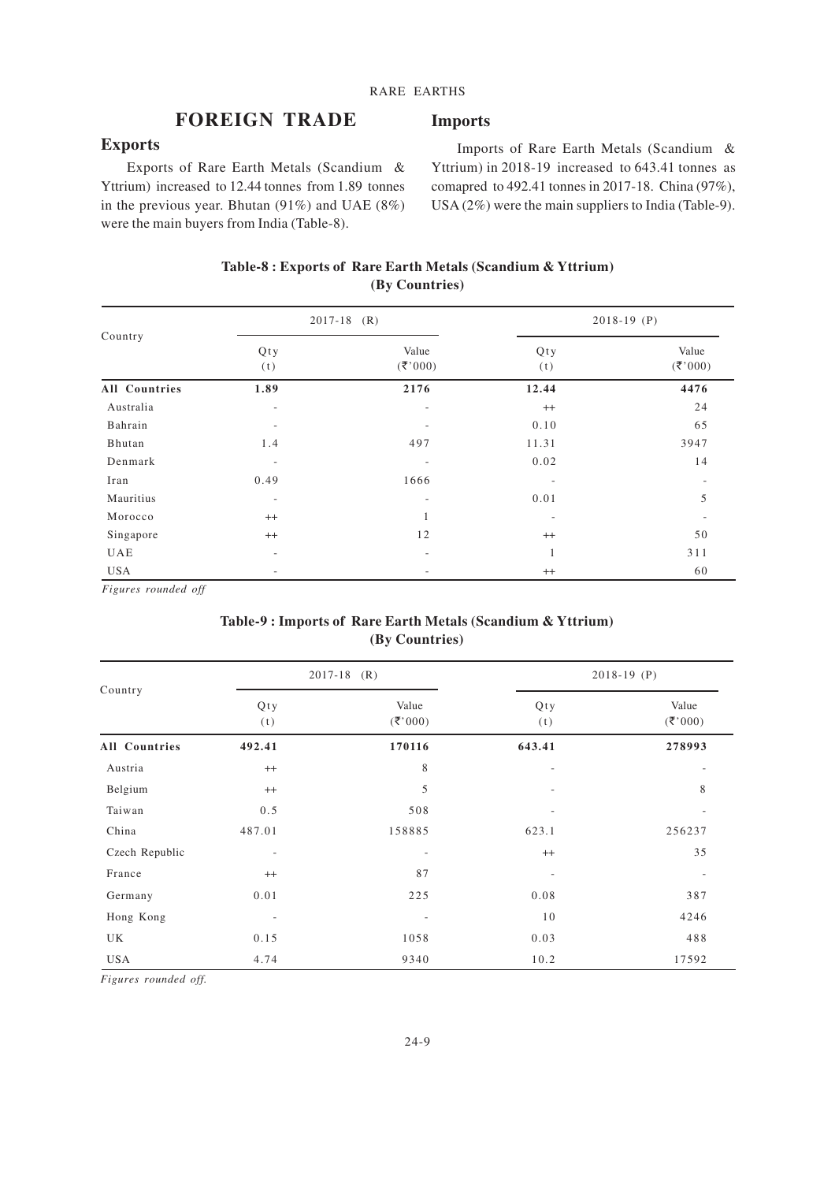# FOREIGN TRADE

## Exports

Exports of Rare Earth Metals (Scandium & Yttrium) increased to 12.44 tonnes from 1.89 tonnes in the previous year. Bhutan (91%) and UAE (8%) were the main buyers from India (Table-8).

## Imports

Imports of Rare Earth Metals (Scandium & Yttrium) in 2018-19 increased to 643.41 tonnes as comapred to 492.41 tonnes in 2017-18. China (97%), USA (2%) were the main suppliers to India (Table-9).

**Table-8 : Exports of Rare Earth Metals (Scandium & Yttrium) (By Countries)**

| Country | 2017-18 (R) | | 2018-19 (P) | |
|---|---|---|---|---|
| | Qty (t) | Value (₹'000) | Qty (t) | Value (₹'000) |
| **All Countries** | **1.89** | **2176** | **12.44** | **4476** |
| Australia | - | - | ++ | 24 |
| Bahrain | - | - | 0.10 | 65 |
| Bhutan | 1.4 | 497 | 11.31 | 3947 |
| Denmark | - | - | 0.02 | 14 |
| Iran | 0.49 | 1666 | - | - |
| Mauritius | - | - | 0.01 | 5 |
| Morocco | ++ | 1 | - | - |
| Singapore | ++ | 12 | ++ | 50 |
| UAE | - | - | 1 | 311 |
| USA | - | - | ++ | 60 |

*Figures rounded off*

**Table-9 : Imports of Rare Earth Metals (Scandium & Yttrium) (By Countries)**

| Country | 2017-18 (R) | | 2018-19 (P) | |
|---|---|---|---|---|
| | Qty (t) | Value (₹'000) | Qty (t) | Value (₹'000) |
| **All Countries** | **492.41** | **170116** | **643.41** | **278993** |
| Austria | ++ | 8 | - | - |
| Belgium | ++ | 5 | - | 8 |
| Taiwan | 0.5 | 508 | - | - |
| China | 487.01 | 158885 | 623.1 | 256237 |
| Czech Republic | - | - | ++ | 35 |
| France | ++ | 87 | - | - |
| Germany | 0.01 | 225 | 0.08 | 387 |
| Hong Kong | - | - | 10 | 4246 |
| UK | 0.15 | 1058 | 0.03 | 488 |
| USA | 4.74 | 9340 | 10.2 | 17592 |

*Figures rounded off.*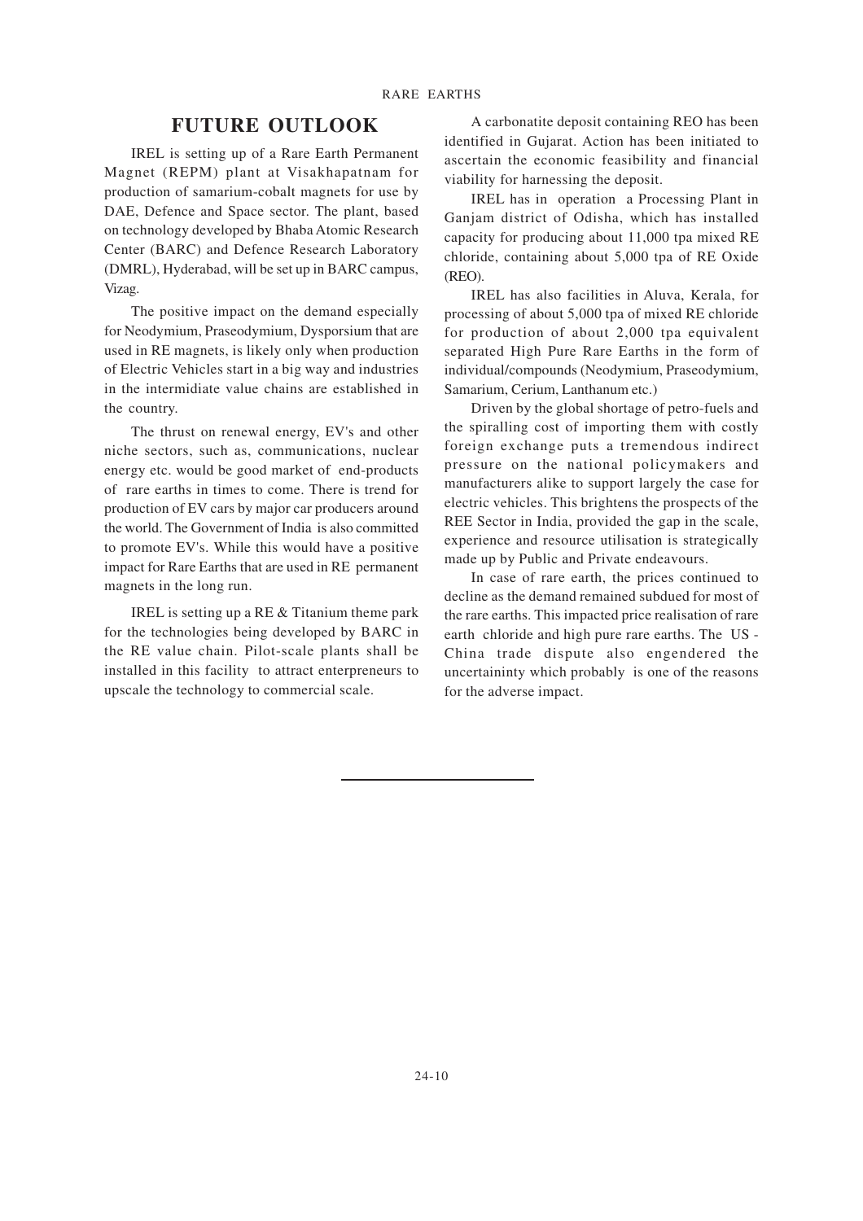# FUTURE OUTLOOK

IREL is setting up of a Rare Earth Permanent Magnet (REPM) plant at Visakhapatnam for production of samarium-cobalt magnets for use by DAE, Defence and Space sector. The plant, based on technology developed by Bhaba Atomic Research Center (BARC) and Defence Research Laboratory (DMRL), Hyderabad, will be set up in BARC campus, Vizag.

The positive impact on the demand especially for Neodymium, Praseodymium, Dysporsium that are used in RE magnets, is likely only when production of Electric Vehicles start in a big way and industries in the intermidiate value chains are established in the country.

The thrust on renewal energy, EV's and other niche sectors, such as, communications, nuclear energy etc. would be good market of end-products of rare earths in times to come. There is trend for production of EV cars by major car producers around the world. The Government of India is also committed to promote EV's. While this would have a positive impact for Rare Earths that are used in RE permanent magnets in the long run.

IREL is setting up a RE & Titanium theme park for the technologies being developed by BARC in the RE value chain. Pilot-scale plants shall be installed in this facility to attract enterpreneurs to upscale the technology to commercial scale.

A carbonatite deposit containing REO has been identified in Gujarat. Action has been initiated to ascertain the economic feasibility and financial viability for harnessing the deposit.

IREL has in operation a Processing Plant in Ganjam district of Odisha, which has installed capacity for producing about 11,000 tpa mixed RE chloride, containing about 5,000 tpa of RE Oxide (REO).

IREL has also facilities in Aluva, Kerala, for processing of about 5,000 tpa of mixed RE chloride for production of about 2,000 tpa equivalent separated High Pure Rare Earths in the form of individual/compounds (Neodymium, Praseodymium, Samarium, Cerium, Lanthanum etc.)

Driven by the global shortage of petro-fuels and the spiralling cost of importing them with costly foreign exchange puts a tremendous indirect pressure on the national policymakers and manufacturers alike to support largely the case for electric vehicles. This brightens the prospects of the REE Sector in India, provided the gap in the scale, experience and resource utilisation is strategically made up by Public and Private endeavours.

In case of rare earth, the prices continued to decline as the demand remained subdued for most of the rare earths. This impacted price realisation of rare earth chloride and high pure rare earths. The US - China trade dispute also engendered the uncertaininty which probably is one of the reasons for the adverse impact.